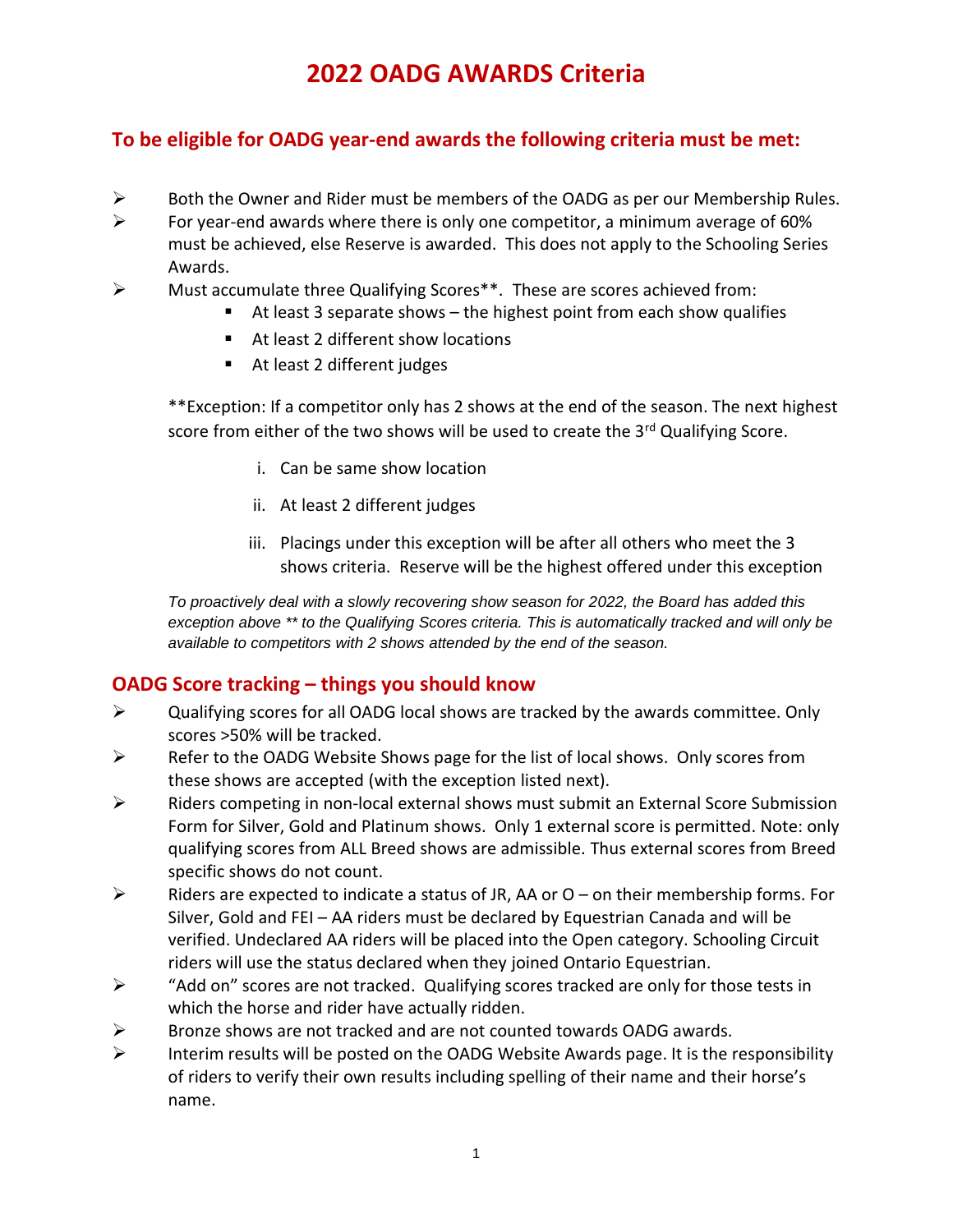# 2022 OADG AWARDS Criteria

## To be eligible for OADG year-end awards the following criteria must be met:

- Both the Owner and Rider must be members of the OADG as per our Membership Rules.
- For year-end awards where there is only one competitor, a minimum average of 60% must be achieved, else Reserve is awarded. This does not apply to the Schooling Series Awards.
- Must accumulate three Qualifying Scores**. These are scores achieved from:
  - At least 3 separate shows – the highest point from each show qualifies
  - At least 2 different show locations
  - At least 2 different judges

  **Exception: If a competitor only has 2 shows at the end of the season. The next highest score from either of the two shows will be used to create the 3rd Qualifying Score.

  i. Can be same show location
  
  ii. At least 2 different judges
  
  iii. Placings under this exception will be after all others who meet the 3 shows criteria. Reserve will be the highest offered under this exception

  *To proactively deal with a slowly recovering show season for 2022, the Board has added this exception above ** to the Qualifying Scores criteria. This is automatically tracked and will only be available to competitors with 2 shows attended by the end of the season.*

## OADG Score tracking – things you should know

- Qualifying scores for all OADG local shows are tracked by the awards committee. Only scores >50% will be tracked.
- Refer to the OADG Website Shows page for the list of local shows. Only scores from these shows are accepted (with the exception listed next).
- Riders competing in non-local external shows must submit an External Score Submission Form for Silver, Gold and Platinum shows. Only 1 external score is permitted. Note: only qualifying scores from ALL Breed shows are admissible. Thus external scores from Breed specific shows do not count.
- Riders are expected to indicate a status of JR, AA or O – on their membership forms. For Silver, Gold and FEI – AA riders must be declared by Equestrian Canada and will be verified. Undeclared AA riders will be placed into the Open category. Schooling Circuit riders will use the status declared when they joined Ontario Equestrian.
- "Add on" scores are not tracked. Qualifying scores tracked are only for those tests in which the horse and rider have actually ridden.
- Bronze shows are not tracked and are not counted towards OADG awards.
- Interim results will be posted on the OADG Website Awards page. It is the responsibility of riders to verify their own results including spelling of their name and their horse's name.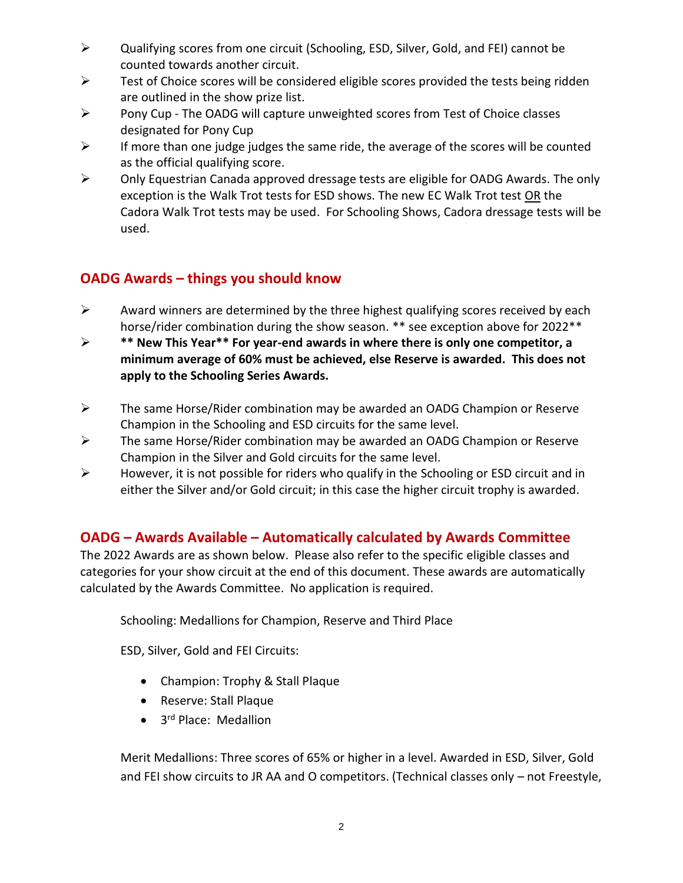- Qualifying scores from one circuit (Schooling, ESD, Silver, Gold, and FEI) cannot be counted towards another circuit.
- Test of Choice scores will be considered eligible scores provided the tests being ridden are outlined in the show prize list.
- Pony Cup - The OADG will capture unweighted scores from Test of Choice classes designated for Pony Cup
- If more than one judge judges the same ride, the average of the scores will be counted as the official qualifying score.
- Only Equestrian Canada approved dressage tests are eligible for OADG Awards. The only exception is the Walk Trot tests for ESD shows. The new EC Walk Trot test OR the Cadora Walk Trot tests may be used. For Schooling Shows, Cadora dressage tests will be used.

## OADG Awards – things you should know

- Award winners are determined by the three highest qualifying scores received by each horse/rider combination during the show season. ** see exception above for 2022**
- **** New This Year** For year-end awards in where there is only one competitor, a minimum average of 60% must be achieved, else Reserve is awarded. This does not apply to the Schooling Series Awards.**
- The same Horse/Rider combination may be awarded an OADG Champion or Reserve Champion in the Schooling and ESD circuits for the same level.
- The same Horse/Rider combination may be awarded an OADG Champion or Reserve Champion in the Silver and Gold circuits for the same level.
- However, it is not possible for riders who qualify in the Schooling or ESD circuit and in either the Silver and/or Gold circuit; in this case the higher circuit trophy is awarded.

## OADG – Awards Available – Automatically calculated by Awards Committee

The 2022 Awards are as shown below. Please also refer to the specific eligible classes and categories for your show circuit at the end of this document. These awards are automatically calculated by the Awards Committee. No application is required.

Schooling: Medallions for Champion, Reserve and Third Place

ESD, Silver, Gold and FEI Circuits:

- Champion: Trophy & Stall Plaque
- Reserve: Stall Plaque
- 3rd Place: Medallion

Merit Medallions: Three scores of 65% or higher in a level. Awarded in ESD, Silver, Gold and FEI show circuits to JR AA and O competitors. (Technical classes only – not Freestyle,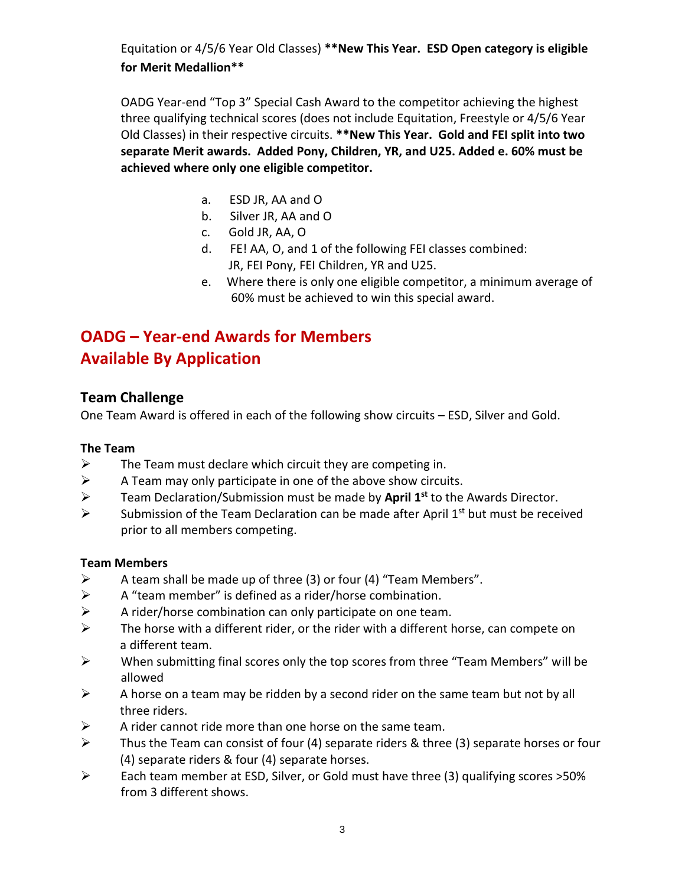Equitation or 4/5/6 Year Old Classes) **New This Year. ESD Open category is eligible for Merit Medallion**

OADG Year-end "Top 3" Special Cash Award to the competitor achieving the highest three qualifying technical scores (does not include Equitation, Freestyle or 4/5/6 Year Old Classes) in their respective circuits. **New This Year. Gold and FEI split into two separate Merit awards. Added Pony, Children, YR, and U25. Added e. 60% must be achieved where only one eligible competitor.**

a. ESD JR, AA and O
b. Silver JR, AA and O
c. Gold JR, AA, O
d. FE! AA, O, and 1 of the following FEI classes combined: JR, FEI Pony, FEI Children, YR and U25.
e. Where there is only one eligible competitor, a minimum average of 60% must be achieved to win this special award.

# OADG – Year-end Awards for Members Available By Application

## Team Challenge

One Team Award is offered in each of the following show circuits – ESD, Silver and Gold.

**The Team**

- The Team must declare which circuit they are competing in.
- A Team may only participate in one of the above show circuits.
- Team Declaration/Submission must be made by **April 1st** to the Awards Director.
- Submission of the Team Declaration can be made after April 1st but must be received prior to all members competing.

**Team Members**

- A team shall be made up of three (3) or four (4) "Team Members".
- A "team member" is defined as a rider/horse combination.
- A rider/horse combination can only participate on one team.
- The horse with a different rider, or the rider with a different horse, can compete on a different team.
- When submitting final scores only the top scores from three "Team Members" will be allowed
- A horse on a team may be ridden by a second rider on the same team but not by all three riders.
- A rider cannot ride more than one horse on the same team.
- Thus the Team can consist of four (4) separate riders & three (3) separate horses or four (4) separate riders & four (4) separate horses.
- Each team member at ESD, Silver, or Gold must have three (3) qualifying scores >50% from 3 different shows.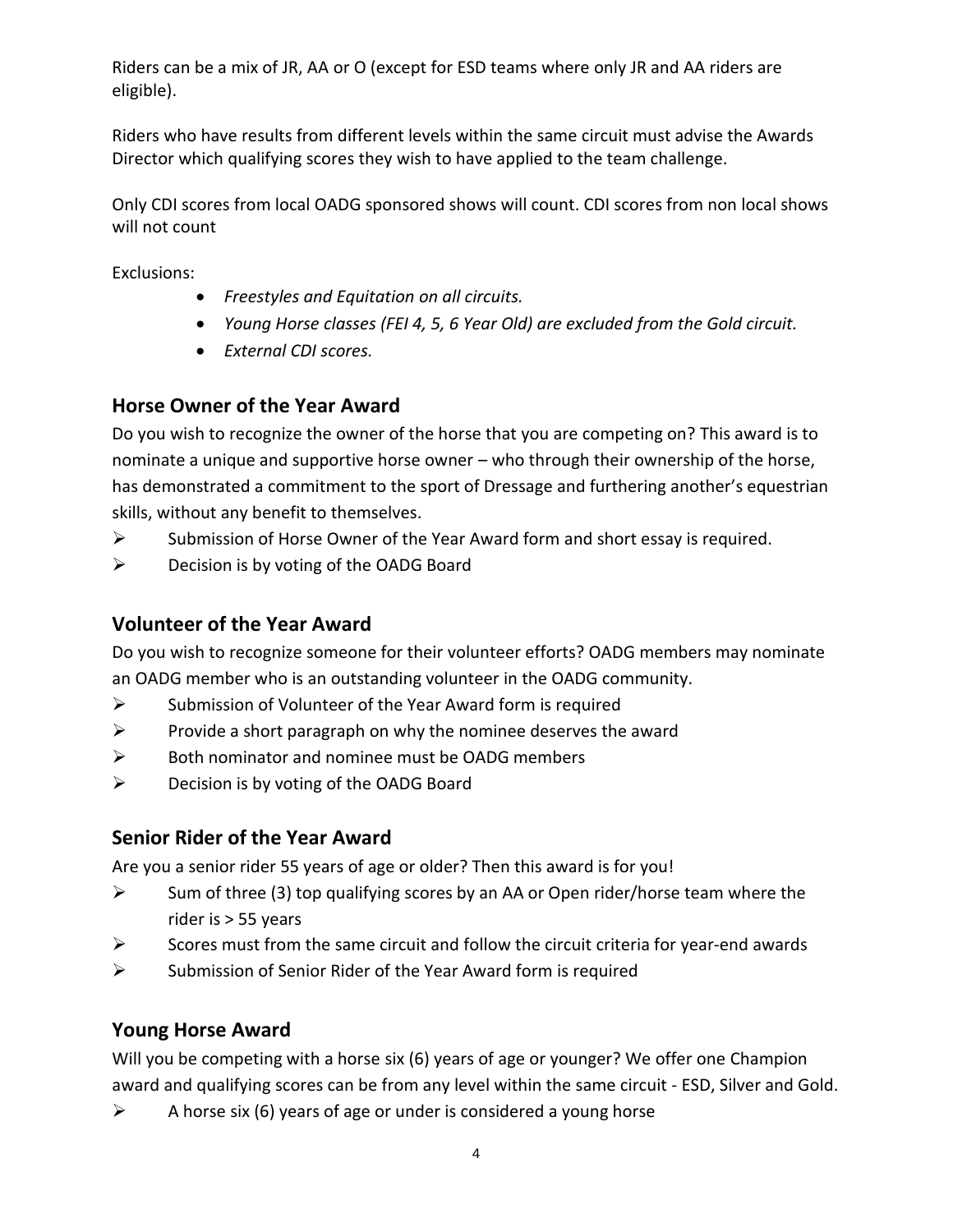Riders can be a mix of JR, AA or O (except for ESD teams where only JR and AA riders are eligible).

Riders who have results from different levels within the same circuit must advise the Awards Director which qualifying scores they wish to have applied to the team challenge.

Only CDI scores from local OADG sponsored shows will count. CDI scores from non local shows will not count

Exclusions:

- *Freestyles and Equitation on all circuits.*
- *Young Horse classes (FEI 4, 5, 6 Year Old) are excluded from the Gold circuit.*
- *External CDI scores.*

## Horse Owner of the Year Award

Do you wish to recognize the owner of the horse that you are competing on? This award is to nominate a unique and supportive horse owner – who through their ownership of the horse, has demonstrated a commitment to the sport of Dressage and furthering another's equestrian skills, without any benefit to themselves.

- Submission of Horse Owner of the Year Award form and short essay is required.
- Decision is by voting of the OADG Board

## Volunteer of the Year Award

Do you wish to recognize someone for their volunteer efforts? OADG members may nominate an OADG member who is an outstanding volunteer in the OADG community.

- Submission of Volunteer of the Year Award form is required
- Provide a short paragraph on why the nominee deserves the award
- Both nominator and nominee must be OADG members
- Decision is by voting of the OADG Board

## Senior Rider of the Year Award

Are you a senior rider 55 years of age or older? Then this award is for you!

- Sum of three (3) top qualifying scores by an AA or Open rider/horse team where the rider is > 55 years
- Scores must from the same circuit and follow the circuit criteria for year-end awards
- Submission of Senior Rider of the Year Award form is required

## Young Horse Award

Will you be competing with a horse six (6) years of age or younger? We offer one Champion award and qualifying scores can be from any level within the same circuit - ESD, Silver and Gold.

- A horse six (6) years of age or under is considered a young horse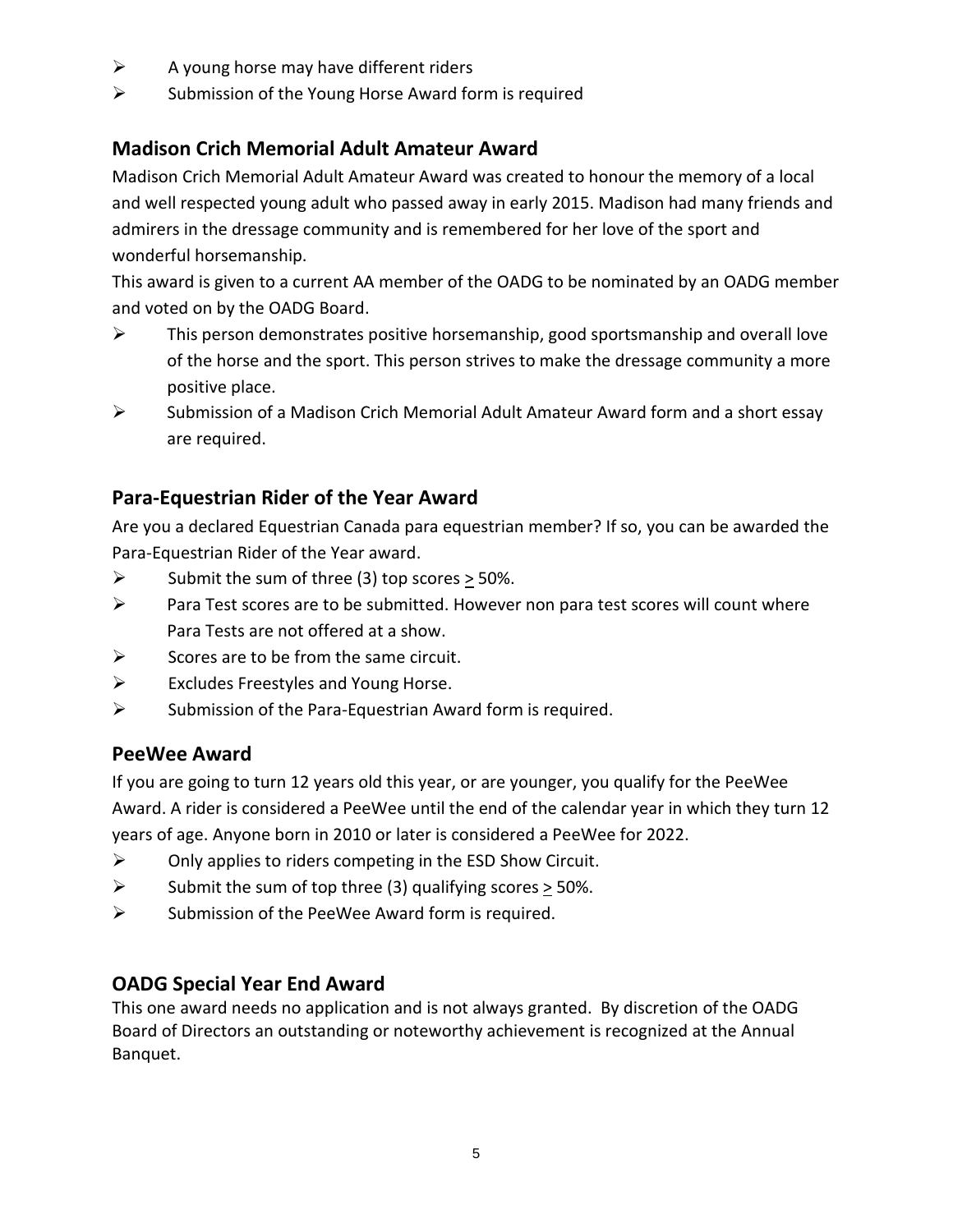- A young horse may have different riders
- Submission of the Young Horse Award form is required

## Madison Crich Memorial Adult Amateur Award

Madison Crich Memorial Adult Amateur Award was created to honour the memory of a local and well respected young adult who passed away in early 2015. Madison had many friends and admirers in the dressage community and is remembered for her love of the sport and wonderful horsemanship.

This award is given to a current AA member of the OADG to be nominated by an OADG member and voted on by the OADG Board.

- This person demonstrates positive horsemanship, good sportsmanship and overall love of the horse and the sport. This person strives to make the dressage community a more positive place.
- Submission of a Madison Crich Memorial Adult Amateur Award form and a short essay are required.

## Para-Equestrian Rider of the Year Award

Are you a declared Equestrian Canada para equestrian member? If so, you can be awarded the Para-Equestrian Rider of the Year award.

- Submit the sum of three (3) top scores ≥ 50%.
- Para Test scores are to be submitted. However non para test scores will count where Para Tests are not offered at a show.
- Scores are to be from the same circuit.
- Excludes Freestyles and Young Horse.
- Submission of the Para-Equestrian Award form is required.

## PeeWee Award

If you are going to turn 12 years old this year, or are younger, you qualify for the PeeWee Award. A rider is considered a PeeWee until the end of the calendar year in which they turn 12 years of age. Anyone born in 2010 or later is considered a PeeWee for 2022.

- Only applies to riders competing in the ESD Show Circuit.
- Submit the sum of top three (3) qualifying scores ≥ 50%.
- Submission of the PeeWee Award form is required.

## OADG Special Year End Award

This one award needs no application and is not always granted. By discretion of the OADG Board of Directors an outstanding or noteworthy achievement is recognized at the Annual Banquet.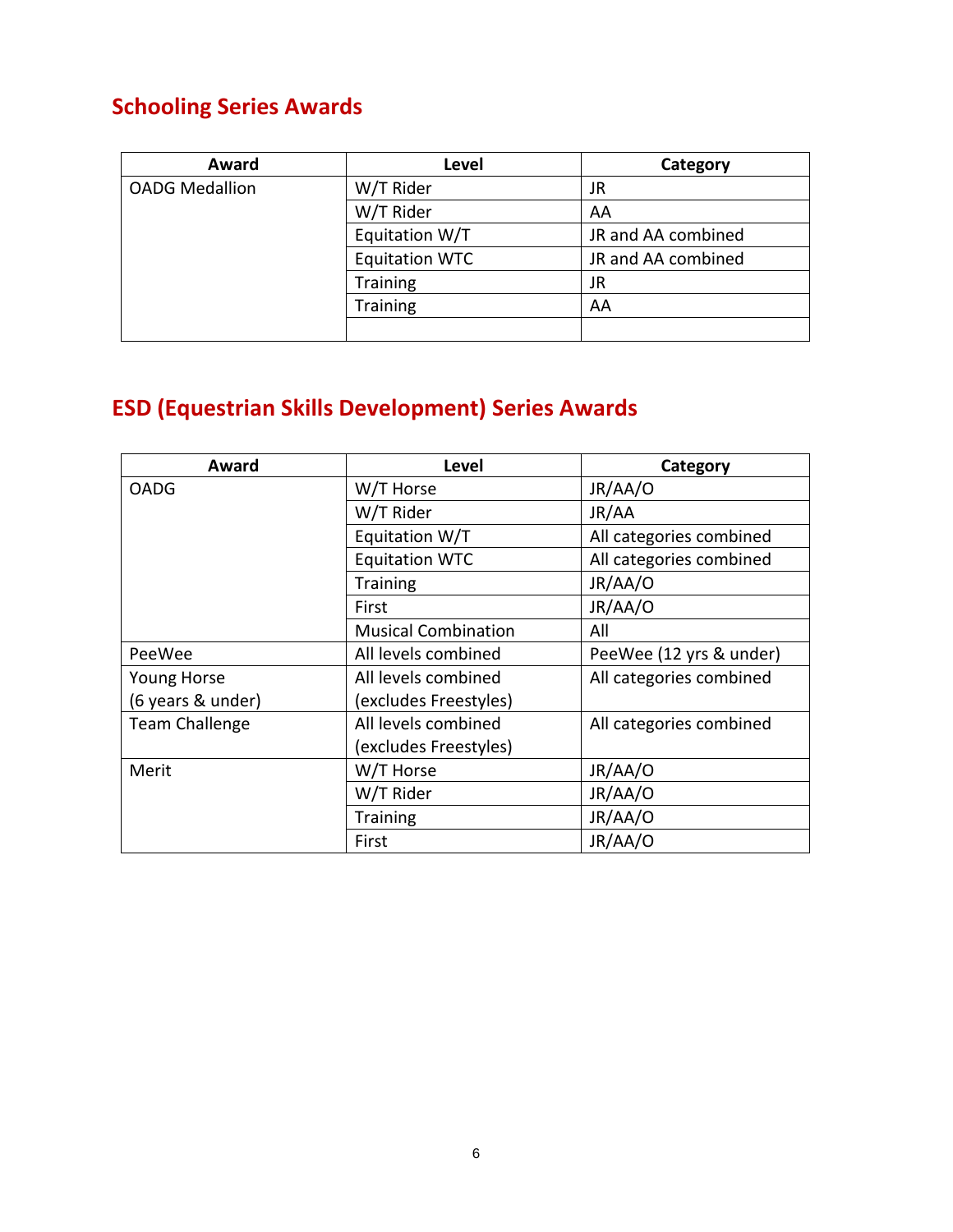## Schooling Series Awards

| Award | Level | Category |
|---|---|---|
| OADG Medallion | W/T Rider | JR |
| | W/T Rider | AA |
| | Equitation W/T | JR and AA combined |
| | Equitation WTC | JR and AA combined |
| | Training | JR |
| | Training | AA |
| | | |

## ESD (Equestrian Skills Development) Series Awards

| Award | Level | Category |
|---|---|---|
| OADG | W/T Horse | JR/AA/O |
| | W/T Rider | JR/AA |
| | Equitation W/T | All categories combined |
| | Equitation WTC | All categories combined |
| | Training | JR/AA/O |
| | First | JR/AA/O |
| | Musical Combination | All |
| PeeWee | All levels combined | PeeWee (12 yrs & under) |
| Young Horse (6 years & under) | All levels combined (excludes Freestyles) | All categories combined |
| Team Challenge | All levels combined (excludes Freestyles) | All categories combined |
| Merit | W/T Horse | JR/AA/O |
| | W/T Rider | JR/AA/O |
| | Training | JR/AA/O |
| | First | JR/AA/O |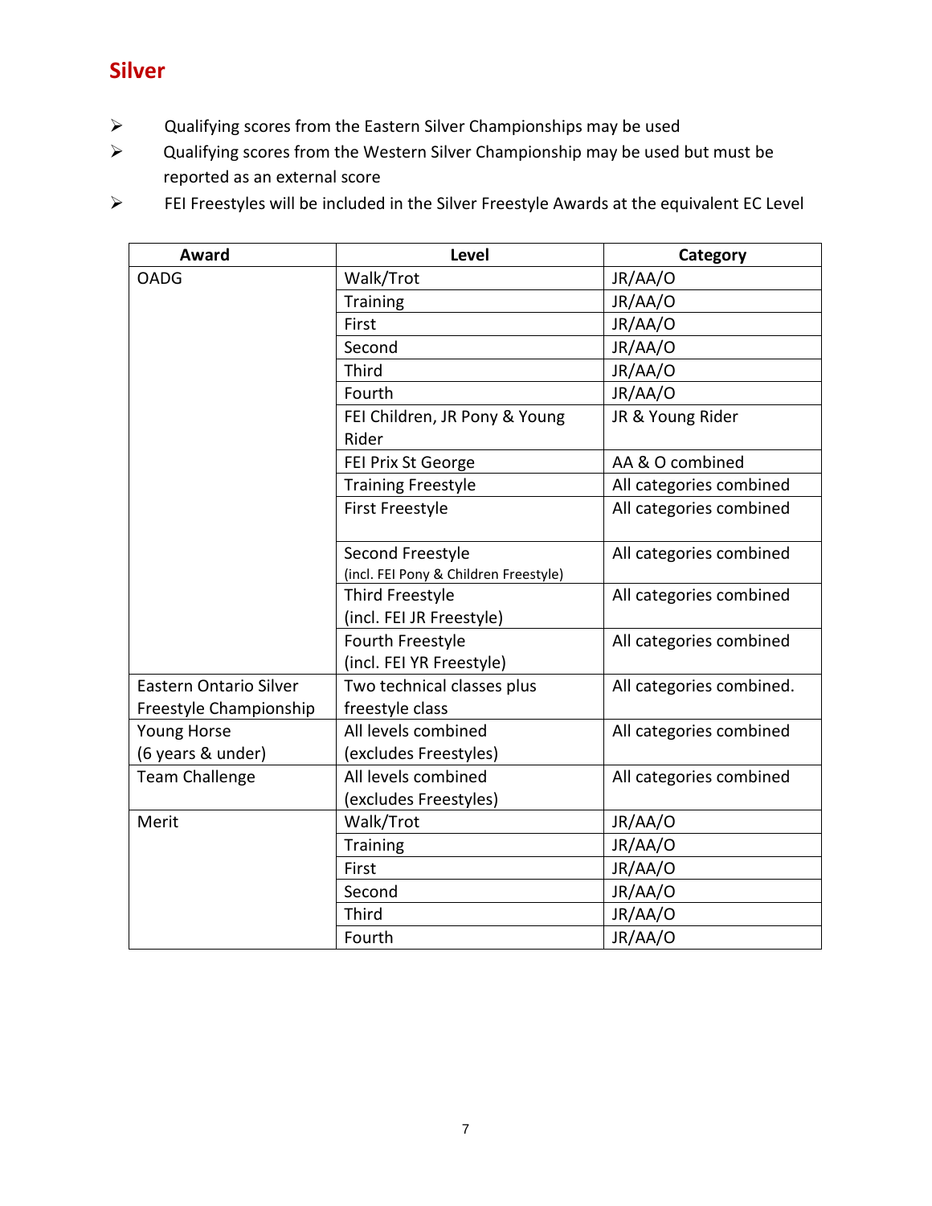## Silver

- Qualifying scores from the Eastern Silver Championships may be used
- Qualifying scores from the Western Silver Championship may be used but must be reported as an external score
- FEI Freestyles will be included in the Silver Freestyle Awards at the equivalent EC Level

| Award | Level | Category |
|---|---|---|
| OADG | Walk/Trot | JR/AA/O |
| | Training | JR/AA/O |
| | First | JR/AA/O |
| | Second | JR/AA/O |
| | Third | JR/AA/O |
| | Fourth | JR/AA/O |
| | FEI Children, JR Pony & Young Rider | JR & Young Rider |
| | FEI Prix St George | AA & O combined |
| | Training Freestyle | All categories combined |
| | First Freestyle | All categories combined |
| | Second Freestyle (incl. FEI Pony & Children Freestyle) | All categories combined |
| | Third Freestyle (incl. FEI JR Freestyle) | All categories combined |
| | Fourth Freestyle (incl. FEI YR Freestyle) | All categories combined |
| Eastern Ontario Silver Freestyle Championship | Two technical classes plus freestyle class | All categories combined. |
| Young Horse (6 years & under) | All levels combined (excludes Freestyles) | All categories combined |
| Team Challenge | All levels combined (excludes Freestyles) | All categories combined |
| Merit | Walk/Trot | JR/AA/O |
| | Training | JR/AA/O |
| | First | JR/AA/O |
| | Second | JR/AA/O |
| | Third | JR/AA/O |
| | Fourth | JR/AA/O |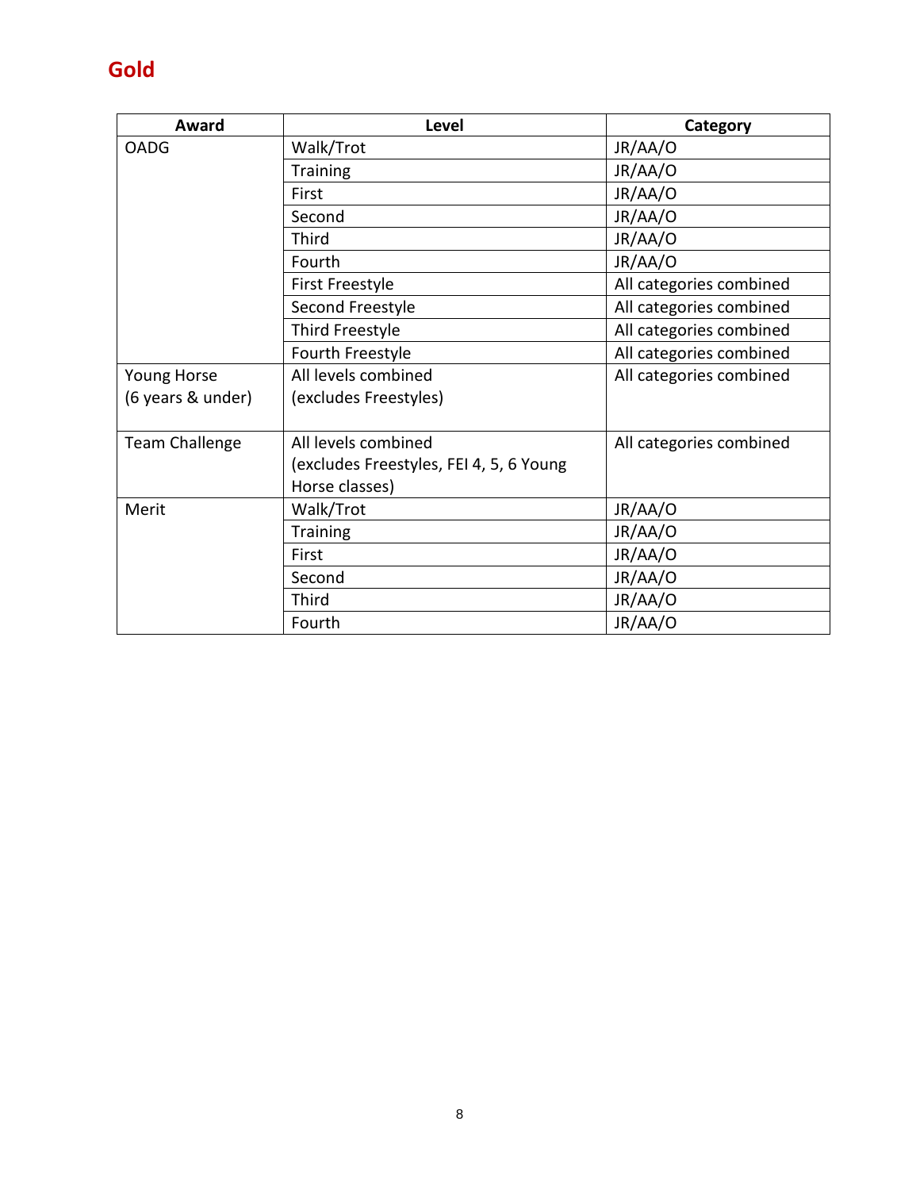## Gold

| Award | Level | Category |
| --- | --- | --- |
| OADG | Walk/Trot | JR/AA/O |
| | Training | JR/AA/O |
| | First | JR/AA/O |
| | Second | JR/AA/O |
| | Third | JR/AA/O |
| | Fourth | JR/AA/O |
| | First Freestyle | All categories combined |
| | Second Freestyle | All categories combined |
| | Third Freestyle | All categories combined |
| | Fourth Freestyle | All categories combined |
| Young Horse (6 years & under) | All levels combined (excludes Freestyles) | All categories combined |
| Team Challenge | All levels combined (excludes Freestyles, FEI 4, 5, 6 Young Horse classes) | All categories combined |
| Merit | Walk/Trot | JR/AA/O |
| | Training | JR/AA/O |
| | First | JR/AA/O |
| | Second | JR/AA/O |
| | Third | JR/AA/O |
| | Fourth | JR/AA/O |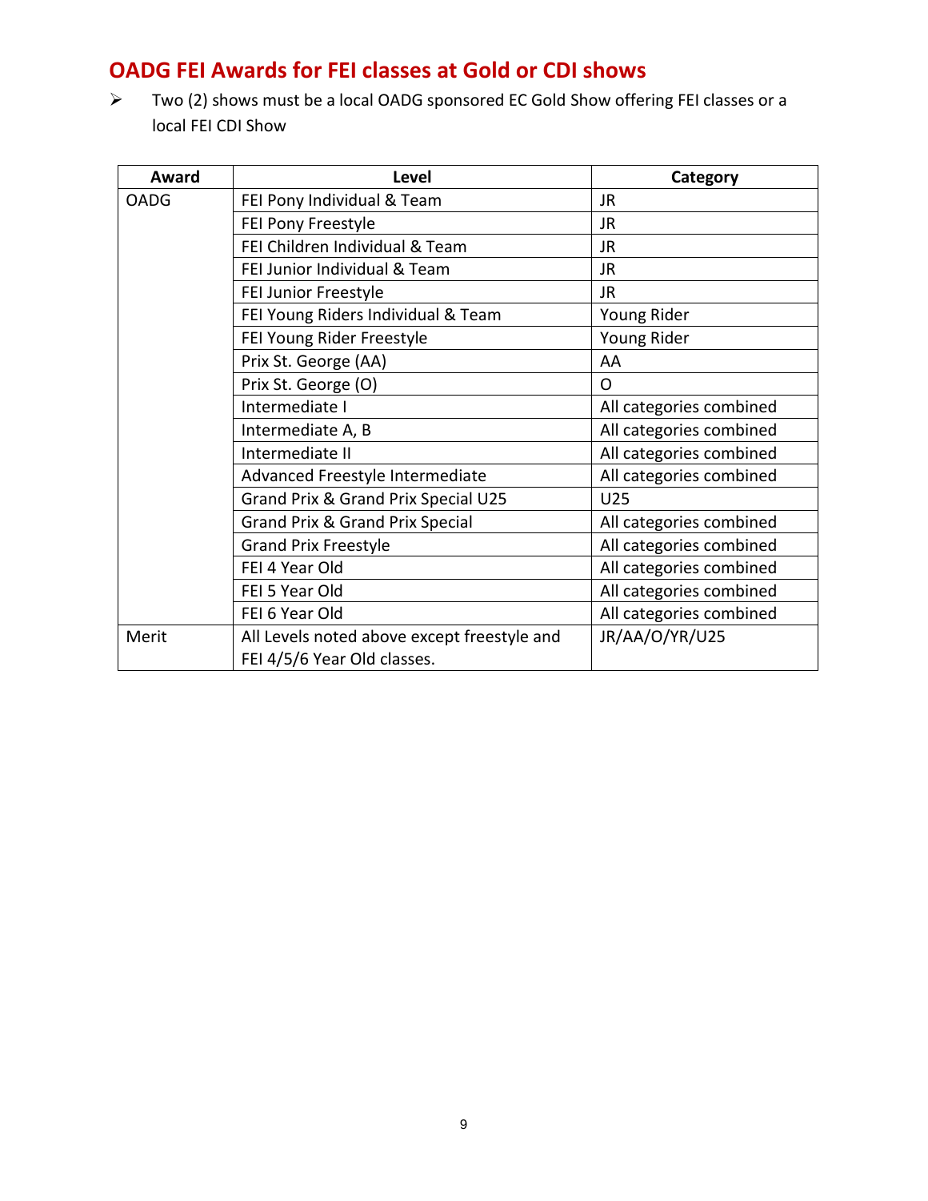## OADG FEI Awards for FEI classes at Gold or CDI shows

- Two (2) shows must be a local OADG sponsored EC Gold Show offering FEI classes or a local FEI CDI Show

| Award | Level | Category |
| --- | --- | --- |
| OADG | FEI Pony Individual & Team | JR |
| | FEI Pony Freestyle | JR |
| | FEI Children Individual & Team | JR |
| | FEI Junior Individual & Team | JR |
| | FEI Junior Freestyle | JR |
| | FEI Young Riders Individual & Team | Young Rider |
| | FEI Young Rider Freestyle | Young Rider |
| | Prix St. George (AA) | AA |
| | Prix St. George (O) | O |
| | Intermediate I | All categories combined |
| | Intermediate A, B | All categories combined |
| | Intermediate II | All categories combined |
| | Advanced Freestyle Intermediate | All categories combined |
| | Grand Prix & Grand Prix Special U25 | U25 |
| | Grand Prix & Grand Prix Special | All categories combined |
| | Grand Prix Freestyle | All categories combined |
| | FEI 4 Year Old | All categories combined |
| | FEI 5 Year Old | All categories combined |
| | FEI 6 Year Old | All categories combined |
| Merit | All Levels noted above except freestyle and FEI 4/5/6 Year Old classes. | JR/AA/O/YR/U25 |